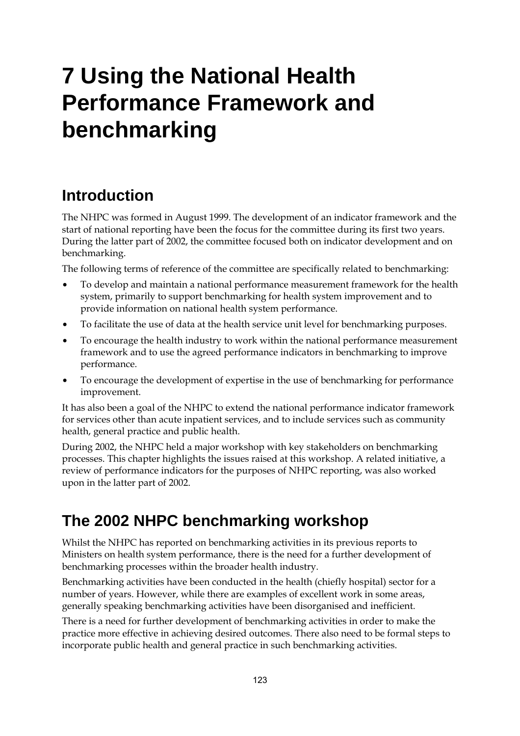# 7 Using the National Health Performance Framework and benchmarking

## Introduction

The NHPC was formed in August 1999. The development of an indicator framework and the start of national reporting have been the focus for the committee during its first two years. During the latter part of 2002, the committee focused both on indicator development and on benchmarking.

The following terms of reference of the committee are specifically related to benchmarking:

- To develop and maintain a national performance measurement framework for the health system, primarily to support benchmarking for health system improvement and to provide information on national health system performance.
- To facilitate the use of data at the health service unit level for benchmarking purposes.
- To encourage the health industry to work within the national performance measurement framework and to use the agreed performance indicators in benchmarking to improve performance.
- To encourage the development of expertise in the use of benchmarking for performance improvement.

It has also been a goal of the NHPC to extend the national performance indicator framework for services other than acute inpatient services, and to include services such as community health, general practice and public health.

During 2002, the NHPC held a major workshop with key stakeholders on benchmarking processes. This chapter highlights the issues raised at this workshop. A related initiative, a review of performance indicators for the purposes of NHPC reporting, was also worked upon in the latter part of 2002.

## The 2002 NHPC benchmarking workshop

Whilst the NHPC has reported on benchmarking activities in its previous reports to Ministers on health system performance, there is the need for a further development of benchmarking processes within the broader health industry.

Benchmarking activities have been conducted in the health (chiefly hospital) sector for a number of years. However, while there are examples of excellent work in some areas, generally speaking benchmarking activities have been disorganised and inefficient.

There is a need for further development of benchmarking activities in order to make the practice more effective in achieving desired outcomes. There also need to be formal steps to incorporate public health and general practice in such benchmarking activities.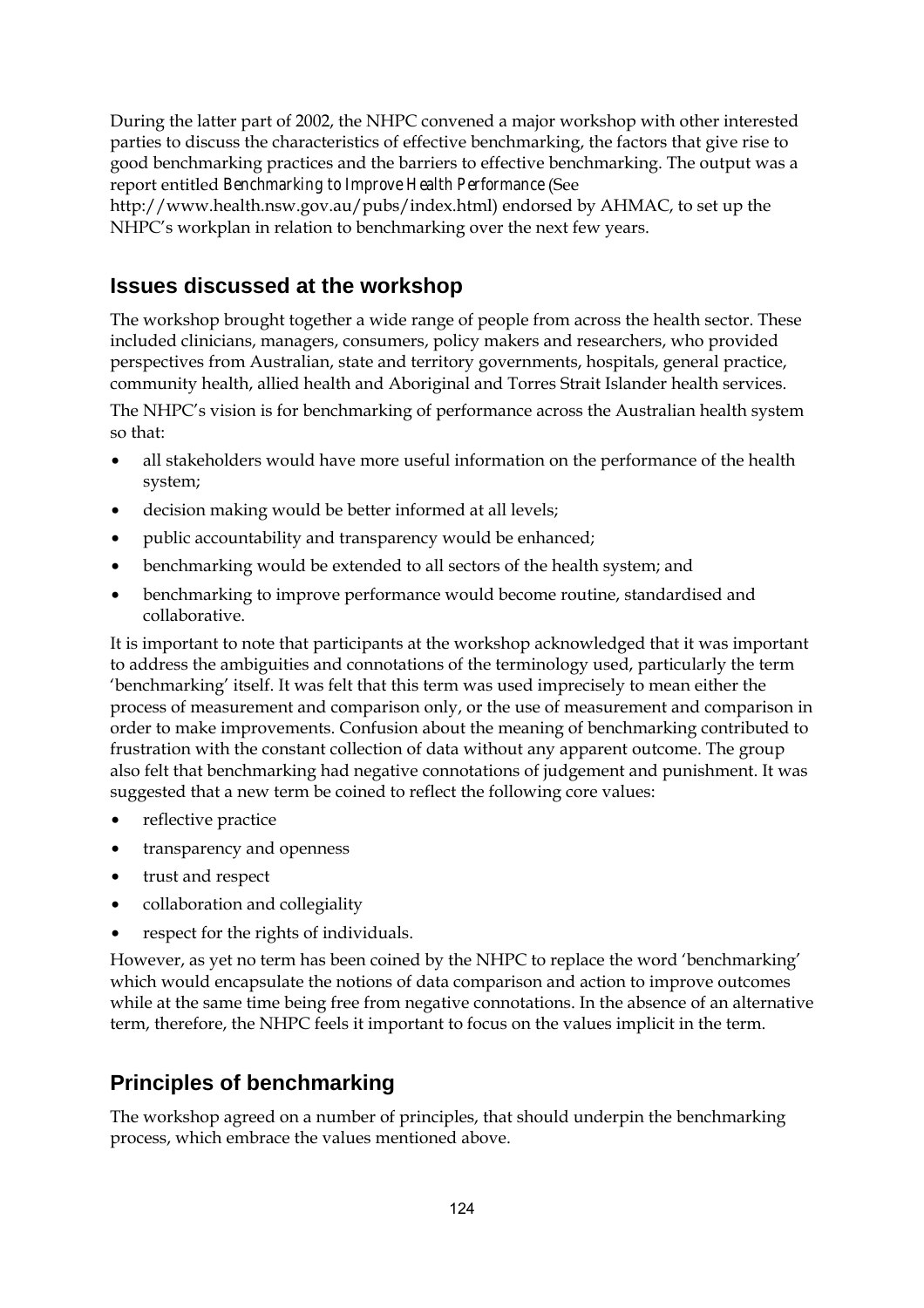During the latter part of 2002, the NHPC convened a major workshop with other interested parties to discuss the characteristics of effective benchmarking, the factors that give rise to good benchmarking practices and the barriers to effective benchmarking. The output was a report entitled *Benchmarking to Improve Health Performance* (See http://www.health.nsw.gov.au/pubs/index.html) endorsed by AHMAC, to set up the NHPC's workplan in relation to benchmarking over the next few years.

## Issues discussed at the workshop

The workshop brought together a wide range of people from across the health sector. These included clinicians, managers, consumers, policy makers and researchers, who provided perspectives from Australian, state and territory governments, hospitals, general practice, community health, allied health and Aboriginal and Torres Strait Islander health services.

The NHPC's vision is for benchmarking of performance across the Australian health system so that:

- all stakeholders would have more useful information on the performance of the health system;
- decision making would be better informed at all levels;
- public accountability and transparency would be enhanced;
- benchmarking would be extended to all sectors of the health system; and
- benchmarking to improve performance would become routine, standardised and collaborative.

It is important to note that participants at the workshop acknowledged that it was important to address the ambiguities and connotations of the terminology used, particularly the term 'benchmarking' itself. It was felt that this term was used imprecisely to mean either the process of measurement and comparison only, or the use of measurement and comparison in order to make improvements. Confusion about the meaning of benchmarking contributed to frustration with the constant collection of data without any apparent outcome. The group also felt that benchmarking had negative connotations of judgement and punishment. It was suggested that a new term be coined to reflect the following core values:

- reflective practice
- transparency and openness
- trust and respect
- collaboration and collegiality
- respect for the rights of individuals.

However, as yet no term has been coined by the NHPC to replace the word 'benchmarking' which would encapsulate the notions of data comparison and action to improve outcomes while at the same time being free from negative connotations. In the absence of an alternative term, therefore, the NHPC feels it important to focus on the values implicit in the term.

## Principles of benchmarking

The workshop agreed on a number of principles, that should underpin the benchmarking process, which embrace the values mentioned above.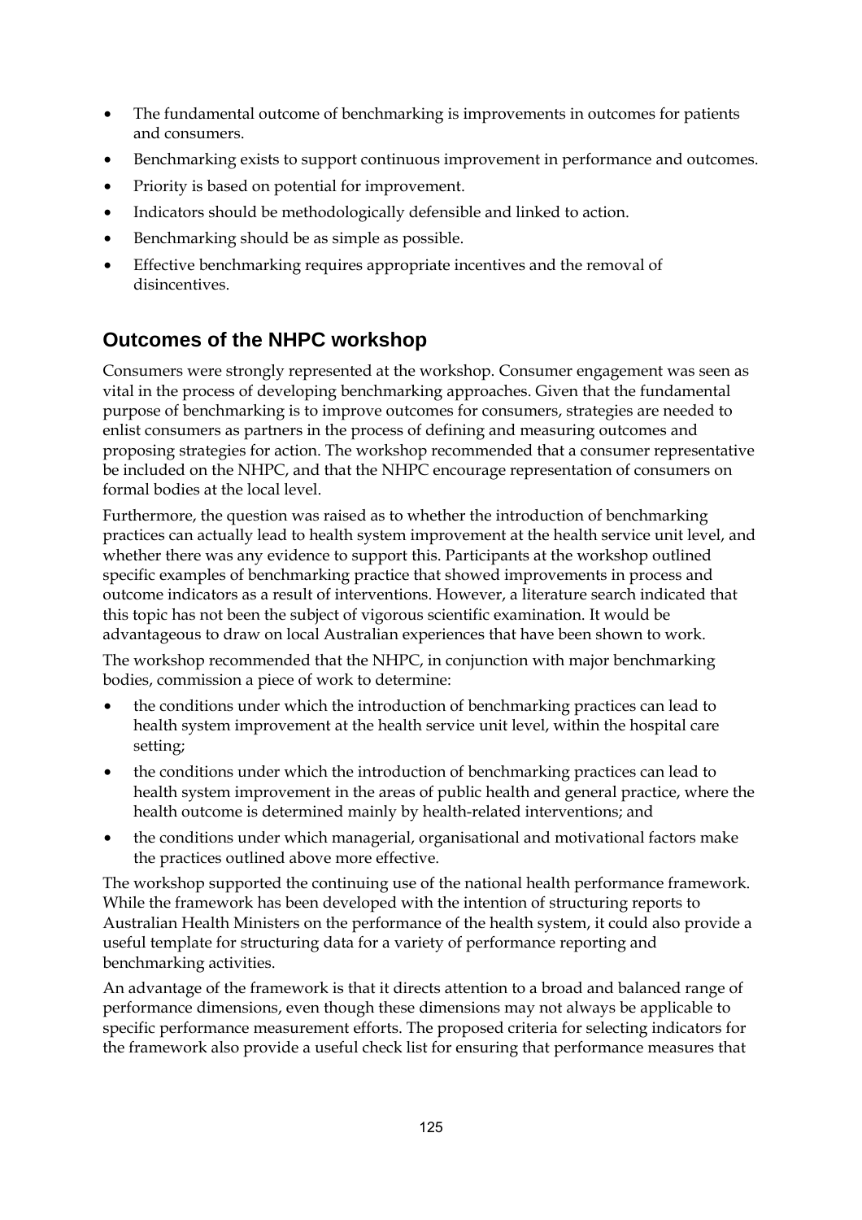- The fundamental outcome of benchmarking is improvements in outcomes for patients and consumers.
- Benchmarking exists to support continuous improvement in performance and outcomes.
- Priority is based on potential for improvement.
- Indicators should be methodologically defensible and linked to action.
- Benchmarking should be as simple as possible.
- Effective benchmarking requires appropriate incentives and the removal of disincentives.

## Outcomes of the NHPC workshop

Consumers were strongly represented at the workshop. Consumer engagement was seen as vital in the process of developing benchmarking approaches. Given that the fundamental purpose of benchmarking is to improve outcomes for consumers, strategies are needed to enlist consumers as partners in the process of defining and measuring outcomes and proposing strategies for action. The workshop recommended that a consumer representative be included on the NHPC, and that the NHPC encourage representation of consumers on formal bodies at the local level.

Furthermore, the question was raised as to whether the introduction of benchmarking practices can actually lead to health system improvement at the health service unit level, and whether there was any evidence to support this. Participants at the workshop outlined specific examples of benchmarking practice that showed improvements in process and outcome indicators as a result of interventions. However, a literature search indicated that this topic has not been the subject of vigorous scientific examination. It would be advantageous to draw on local Australian experiences that have been shown to work.

The workshop recommended that the NHPC, in conjunction with major benchmarking bodies, commission a piece of work to determine:

- the conditions under which the introduction of benchmarking practices can lead to health system improvement at the health service unit level, within the hospital care setting;
- the conditions under which the introduction of benchmarking practices can lead to health system improvement in the areas of public health and general practice, where the health outcome is determined mainly by health-related interventions; and
- the conditions under which managerial, organisational and motivational factors make the practices outlined above more effective.

The workshop supported the continuing use of the national health performance framework. While the framework has been developed with the intention of structuring reports to Australian Health Ministers on the performance of the health system, it could also provide a useful template for structuring data for a variety of performance reporting and benchmarking activities.

An advantage of the framework is that it directs attention to a broad and balanced range of performance dimensions, even though these dimensions may not always be applicable to specific performance measurement efforts. The proposed criteria for selecting indicators for the framework also provide a useful check list for ensuring that performance measures that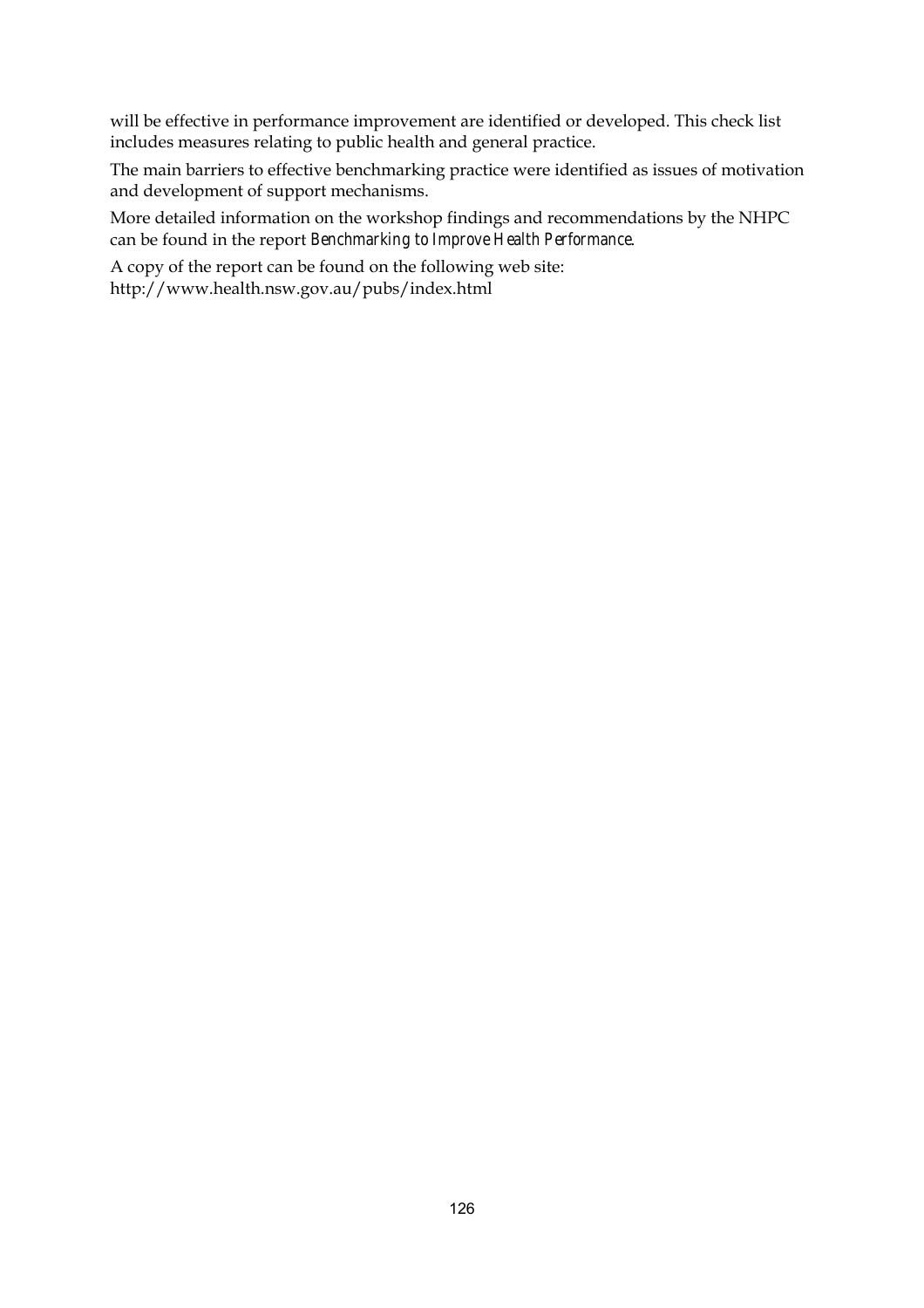will be effective in performance improvement are identified or developed. This check list includes measures relating to public health and general practice.

The main barriers to effective benchmarking practice were identified as issues of motivation and development of support mechanisms.

More detailed information on the workshop findings and recommendations by the NHPC can be found in the report *Benchmarking to Improve Health Performance*.

A copy of the report can be found on the following web site:
http://www.health.nsw.gov.au/pubs/index.html